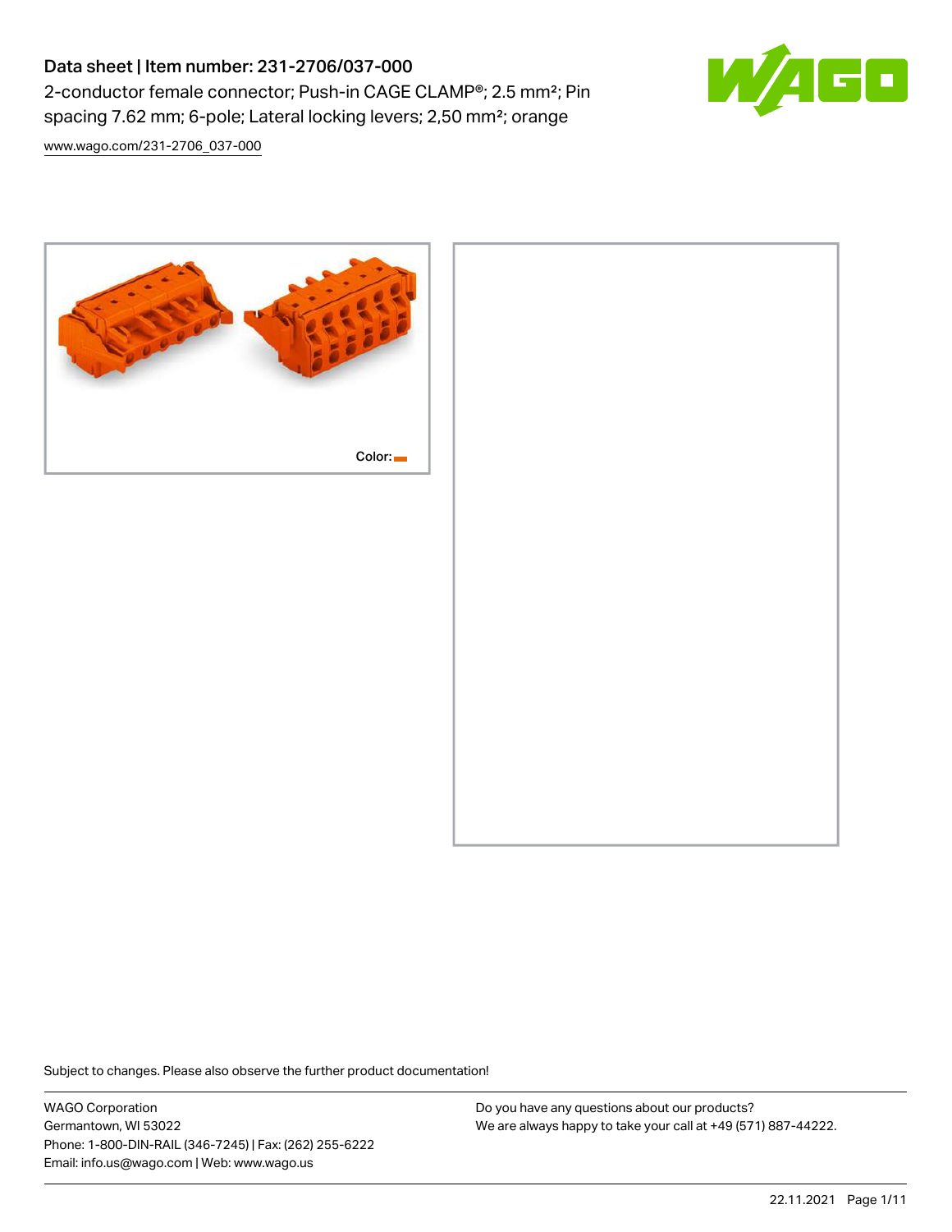# Data sheet | Item number: 231-2706/037-000

2-conductor female connector; Push-in CAGE CLAMP®; 2.5 mm²; Pin spacing 7.62 mm; 6-pole; Lateral locking levers; 2,50 mm²; orange

www.wago.com/231-2706_037-000

Color:

Subject to changes. Please also observe the further product documentation!

WAGO Corporation
Germantown, WI 53022
Phone: 1-800-DIN-RAIL (346-7245) | Fax: (262) 255-6222
Email: info.us@wago.com | Web: www.wago.us

Do you have any questions about our products?
We are always happy to take your call at +49 (571) 887-44222.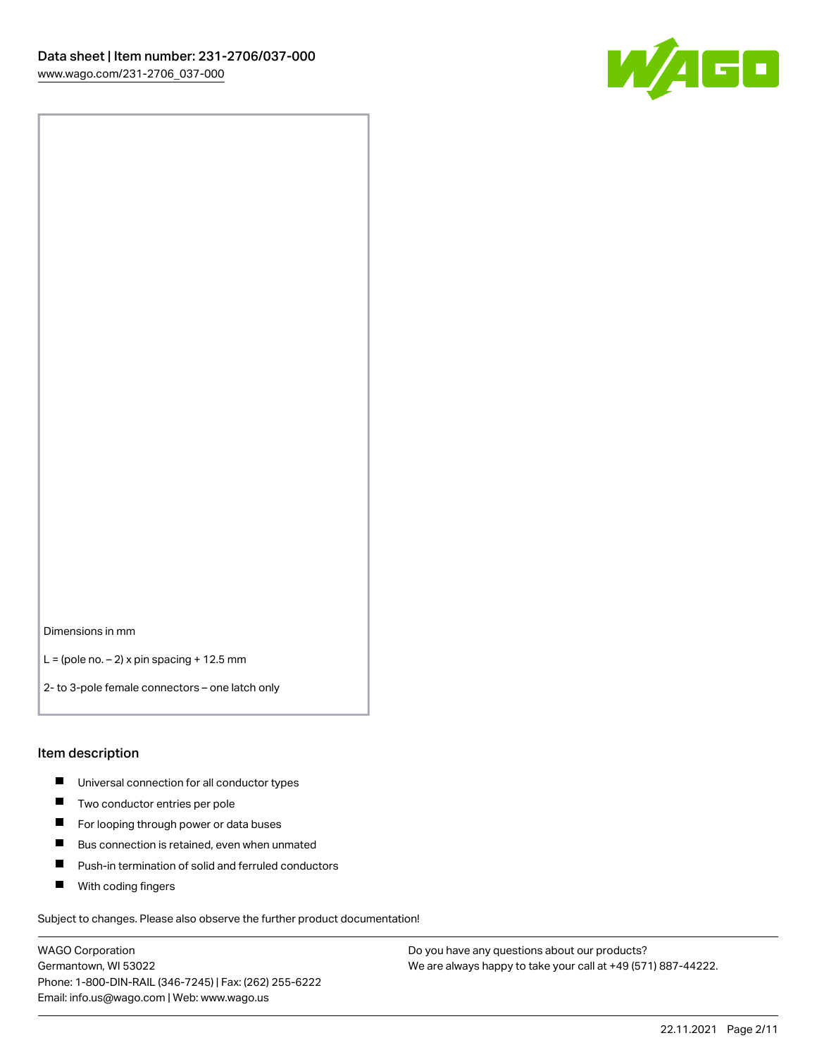Dimensions in mm

L = (pole no. – 2) x pin spacing + 12.5 mm

2- to 3-pole female connectors – one latch only

## Item description

- Universal connection for all conductor types
- Two conductor entries per pole
- For looping through power or data buses
- Bus connection is retained, even when unmated
- Push-in termination of solid and ferruled conductors
- With coding fingers

Subject to changes. Please also observe the further product documentation!

WAGO Corporation
Germantown, WI 53022
Phone: 1-800-DIN-RAIL (346-7245) | Fax: (262) 255-6222
Email: info.us@wago.com | Web: www.wago.us

Do you have any questions about our products?
We are always happy to take your call at +49 (571) 887-44222.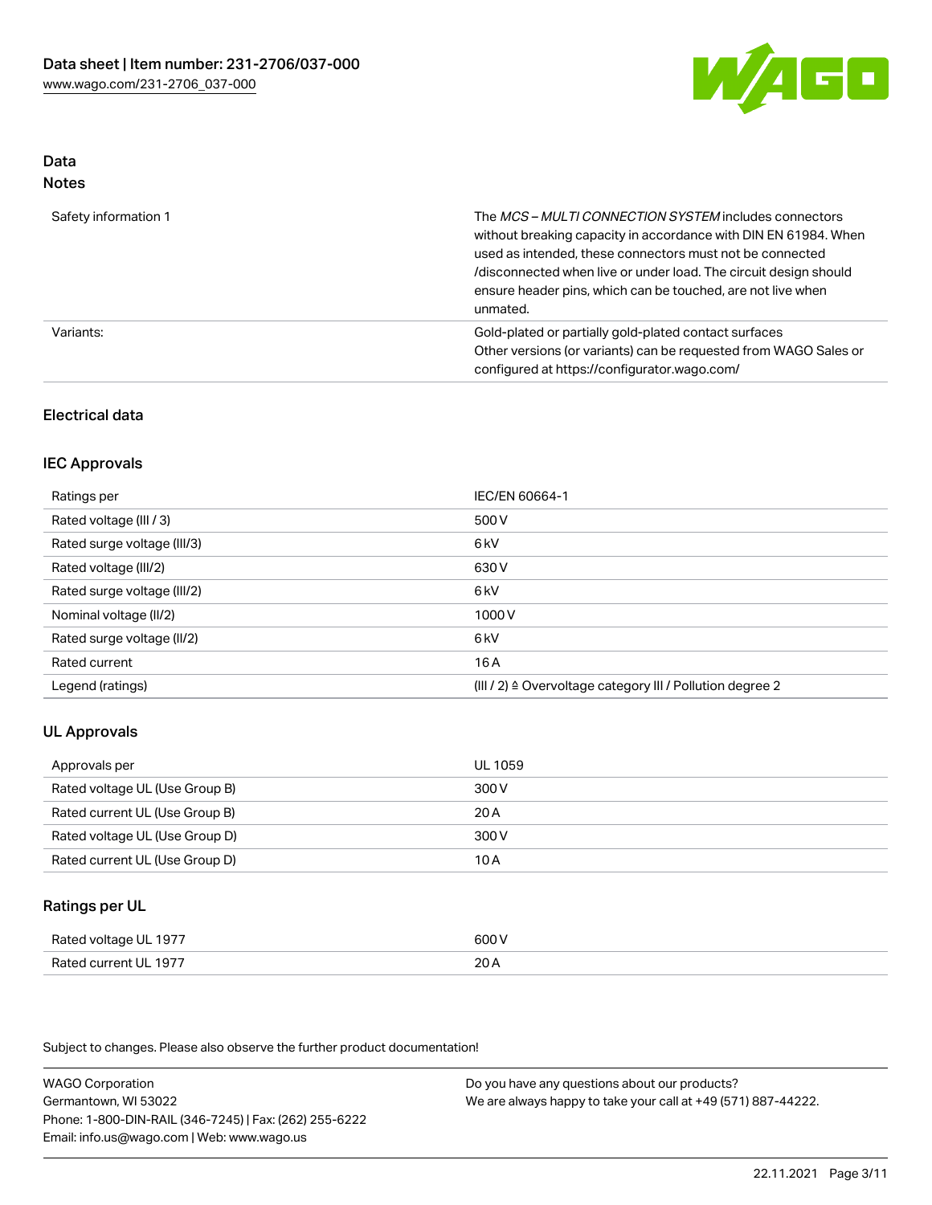## Data
### Notes

| | |
|---|---|
| Safety information 1 | The *MCS – MULTI CONNECTION SYSTEM* includes connectors without breaking capacity in accordance with DIN EN 61984. When used as intended, these connectors must not be connected /disconnected when live or under load. The circuit design should ensure header pins, which can be touched, are not live when unmated. |
| Variants: | Gold-plated or partially gold-plated contact surfaces<br>Other versions (or variants) can be requested from WAGO Sales or configured at https://configurator.wago.com/ |

## Electrical data

### IEC Approvals

| | |
|---|---|
| Ratings per | IEC/EN 60664-1 |
| Rated voltage (III / 3) | 500 V |
| Rated surge voltage (III/3) | 6 kV |
| Rated voltage (III/2) | 630 V |
| Rated surge voltage (III/2) | 6 kV |
| Nominal voltage (II/2) | 1000 V |
| Rated surge voltage (II/2) | 6 kV |
| Rated current | 16 A |
| Legend (ratings) | (III / 2) ≙ Overvoltage category III / Pollution degree 2 |

### UL Approvals

| | |
|---|---|
| Approvals per | UL 1059 |
| Rated voltage UL (Use Group B) | 300 V |
| Rated current UL (Use Group B) | 20 A |
| Rated voltage UL (Use Group D) | 300 V |
| Rated current UL (Use Group D) | 10 A |

### Ratings per UL

| | |
|---|---|
| Rated voltage UL 1977 | 600 V |
| Rated current UL 1977 | 20 A |

Subject to changes. Please also observe the further product documentation!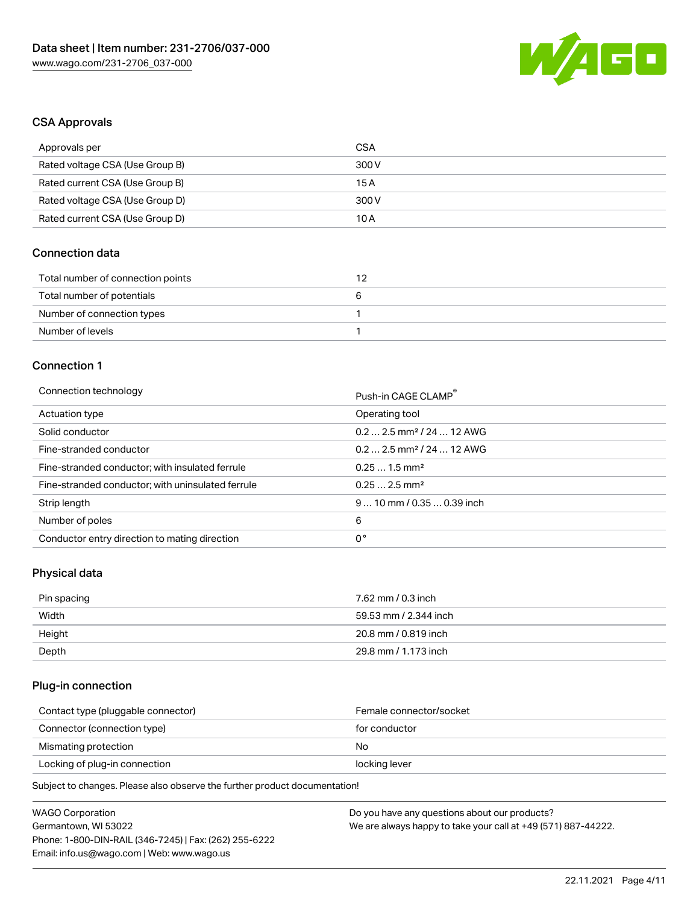## CSA Approvals

| Approvals per | CSA |
| --- | --- |
| Rated voltage CSA (Use Group B) | 300 V |
| Rated current CSA (Use Group B) | 15 A |
| Rated voltage CSA (Use Group D) | 300 V |
| Rated current CSA (Use Group D) | 10 A |

## Connection data

| Total number of connection points | 12 |
| --- | --- |
| Total number of potentials | 6 |
| Number of connection types | 1 |
| Number of levels | 1 |

## Connection 1

| Connection technology | Push-in CAGE CLAMP® |
| --- | --- |
| Actuation type | Operating tool |
| Solid conductor | 0.2 … 2.5 mm² / 24 … 12 AWG |
| Fine-stranded conductor | 0.2 … 2.5 mm² / 24 … 12 AWG |
| Fine-stranded conductor; with insulated ferrule | 0.25 … 1.5 mm² |
| Fine-stranded conductor; with uninsulated ferrule | 0.25 … 2.5 mm² |
| Strip length | 9 … 10 mm / 0.35 … 0.39 inch |
| Number of poles | 6 |
| Conductor entry direction to mating direction | 0 ° |

## Physical data

| Pin spacing | 7.62 mm / 0.3 inch |
| --- | --- |
| Width | 59.53 mm / 2.344 inch |
| Height | 20.8 mm / 0.819 inch |
| Depth | 29.8 mm / 1.173 inch |

## Plug-in connection

| Contact type (pluggable connector) | Female connector/socket |
| --- | --- |
| Connector (connection type) | for conductor |
| Mismating protection | No |
| Locking of plug-in connection | locking lever |

Subject to changes. Please also observe the further product documentation!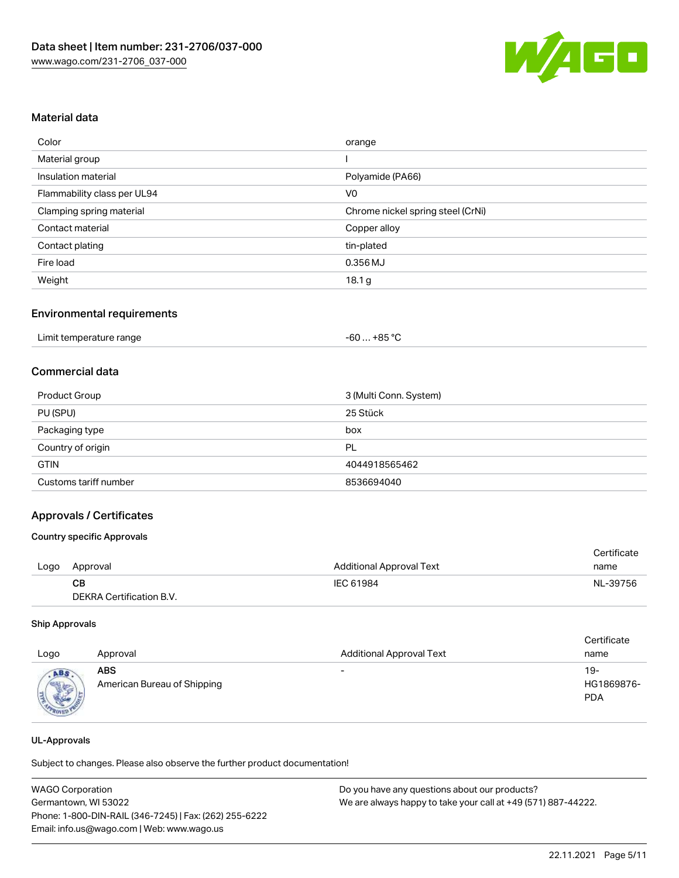## Material data

| Color | orange |
| --- | --- |
| Material group | I |
| Insulation material | Polyamide (PA66) |
| Flammability class per UL94 | V0 |
| Clamping spring material | Chrome nickel spring steel (CrNi) |
| Contact material | Copper alloy |
| Contact plating | tin-plated |
| Fire load | 0.356 MJ |
| Weight | 18.1 g |

## Environmental requirements

| Limit temperature range | -60 … +85 °C |
| --- | --- |

## Commercial data

| Product Group | 3 (Multi Conn. System) |
| --- | --- |
| PU (SPU) | 25 Stück |
| Packaging type | box |
| Country of origin | PL |
| GTIN | 4044918565462 |
| Customs tariff number | 8536694040 |

## Approvals / Certificates

### Country specific Approvals

| Logo | Approval | Additional Approval Text | Certificate name |
| --- | --- | --- | --- |
| | **CB**<br>DEKRA Certification B.V. | IEC 61984 | NL-39756 |

### Ship Approvals

| Logo | Approval | Additional Approval Text | Certificate name |
| --- | --- | --- | --- |
| | **ABS**<br>American Bureau of Shipping | - | 19-HG1869876-PDA |

### UL-Approvals

Subject to changes. Please also observe the further product documentation!

WAGO Corporation
Germantown, WI 53022
Phone: 1-800-DIN-RAIL (346-7245) | Fax: (262) 255-6222
Email: info.us@wago.com | Web: www.wago.us

Do you have any questions about our products?
We are always happy to take your call at +49 (571) 887-44222.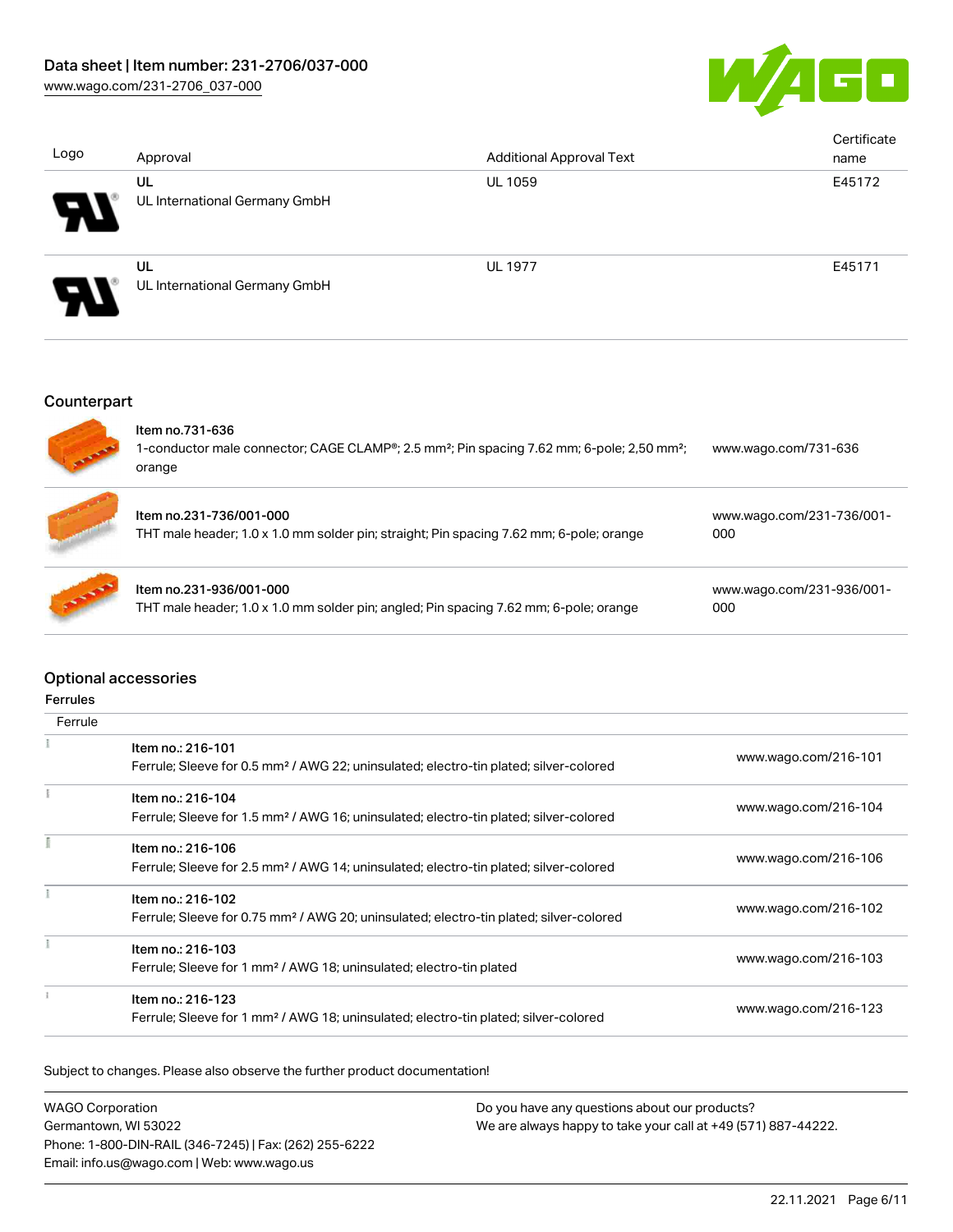| Logo | Approval | Additional Approval Text | Certificate name |
| --- | --- | --- | --- |
| | UL<br>UL International Germany GmbH | UL 1059 | E45172 |
| | UL<br>UL International Germany GmbH | UL 1977 | E45171 |

## Counterpart

| | | |
| --- | --- | --- |
| | Item no.731-636<br>1-conductor male connector; CAGE CLAMP®; 2.5 mm²; Pin spacing 7.62 mm; 6-pole; 2,50 mm²; orange | www.wago.com/731-636 |
| | Item no.231-736/001-000<br>THT male header; 1.0 x 1.0 mm solder pin; straight; Pin spacing 7.62 mm; 6-pole; orange | www.wago.com/231-736/001-000 |
| | Item no.231-936/001-000<br>THT male header; 1.0 x 1.0 mm solder pin; angled; Pin spacing 7.62 mm; 6-pole; orange | www.wago.com/231-936/001-000 |

## Optional accessories

### Ferrules

| Ferrule | | |
| --- | --- | --- |
| | Item no.: 216-101<br>Ferrule; Sleeve for 0.5 mm² / AWG 22; uninsulated; electro-tin plated; silver-colored | www.wago.com/216-101 |
| | Item no.: 216-104<br>Ferrule; Sleeve for 1.5 mm² / AWG 16; uninsulated; electro-tin plated; silver-colored | www.wago.com/216-104 |
| | Item no.: 216-106<br>Ferrule; Sleeve for 2.5 mm² / AWG 14; uninsulated; electro-tin plated; silver-colored | www.wago.com/216-106 |
| | Item no.: 216-102<br>Ferrule; Sleeve for 0.75 mm² / AWG 20; uninsulated; electro-tin plated; silver-colored | www.wago.com/216-102 |
| | Item no.: 216-103<br>Ferrule; Sleeve for 1 mm² / AWG 18; uninsulated; electro-tin plated | www.wago.com/216-103 |
| | Item no.: 216-123<br>Ferrule; Sleeve for 1 mm² / AWG 18; uninsulated; electro-tin plated; silver-colored | www.wago.com/216-123 |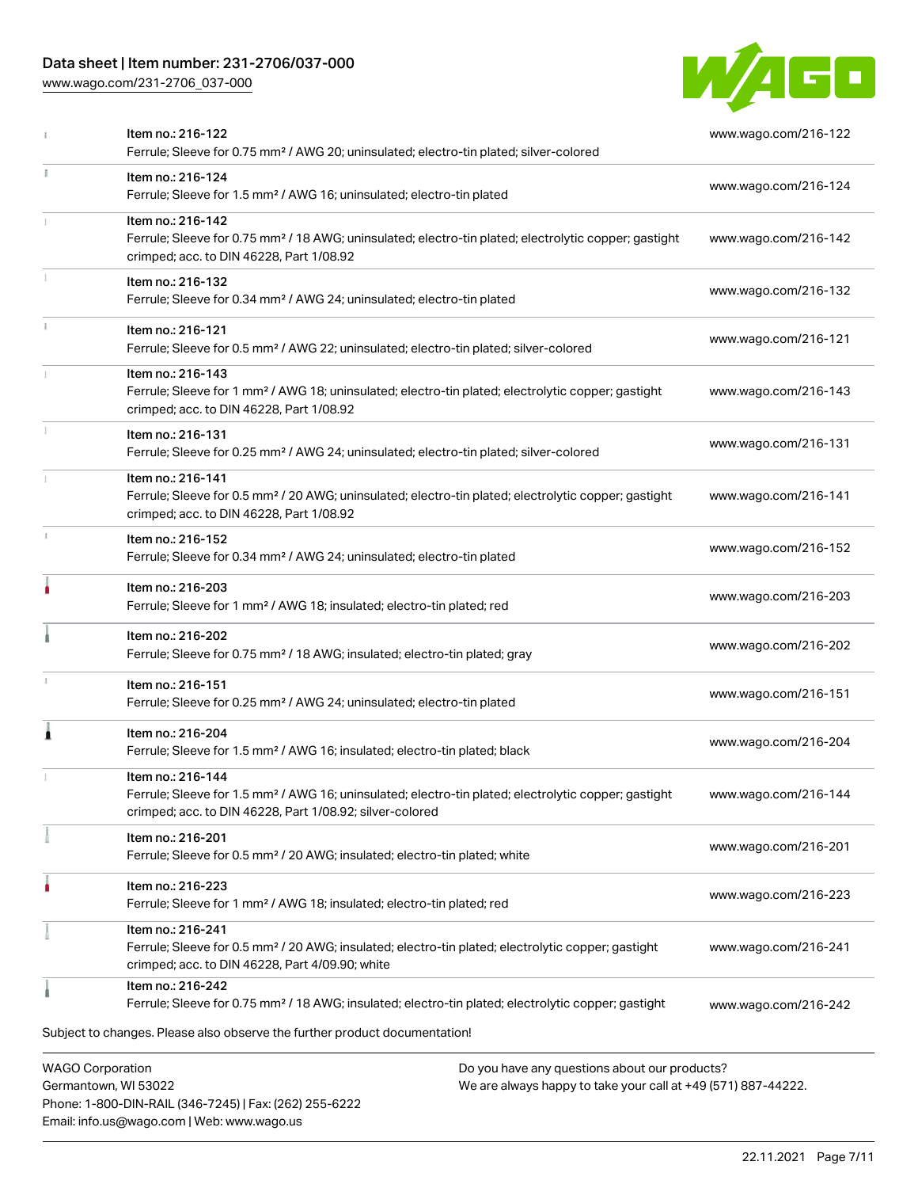| Item | Link |
| --- | --- |
| Item no.: 216-122<br>Ferrule; Sleeve for 0.75 mm² / AWG 20; uninsulated; electro-tin plated; silver-colored | www.wago.com/216-122 |
| Item no.: 216-124<br>Ferrule; Sleeve for 1.5 mm² / AWG 16; uninsulated; electro-tin plated | www.wago.com/216-124 |
| Item no.: 216-142<br>Ferrule; Sleeve for 0.75 mm² / 18 AWG; uninsulated; electro-tin plated; electrolytic copper; gastight crimped; acc. to DIN 46228, Part 1/08.92 | www.wago.com/216-142 |
| Item no.: 216-132<br>Ferrule; Sleeve for 0.34 mm² / AWG 24; uninsulated; electro-tin plated | www.wago.com/216-132 |
| Item no.: 216-121<br>Ferrule; Sleeve for 0.5 mm² / AWG 22; uninsulated; electro-tin plated; silver-colored | www.wago.com/216-121 |
| Item no.: 216-143<br>Ferrule; Sleeve for 1 mm² / AWG 18; uninsulated; electro-tin plated; electrolytic copper; gastight crimped; acc. to DIN 46228, Part 1/08.92 | www.wago.com/216-143 |
| Item no.: 216-131<br>Ferrule; Sleeve for 0.25 mm² / AWG 24; uninsulated; electro-tin plated; silver-colored | www.wago.com/216-131 |
| Item no.: 216-141<br>Ferrule; Sleeve for 0.5 mm² / 20 AWG; uninsulated; electro-tin plated; electrolytic copper; gastight crimped; acc. to DIN 46228, Part 1/08.92 | www.wago.com/216-141 |
| Item no.: 216-152<br>Ferrule; Sleeve for 0.34 mm² / AWG 24; uninsulated; electro-tin plated | www.wago.com/216-152 |
| Item no.: 216-203<br>Ferrule; Sleeve for 1 mm² / AWG 18; insulated; electro-tin plated; red | www.wago.com/216-203 |
| Item no.: 216-202<br>Ferrule; Sleeve for 0.75 mm² / 18 AWG; insulated; electro-tin plated; gray | www.wago.com/216-202 |
| Item no.: 216-151<br>Ferrule; Sleeve for 0.25 mm² / AWG 24; uninsulated; electro-tin plated | www.wago.com/216-151 |
| Item no.: 216-204<br>Ferrule; Sleeve for 1.5 mm² / AWG 16; insulated; electro-tin plated; black | www.wago.com/216-204 |
| Item no.: 216-144<br>Ferrule; Sleeve for 1.5 mm² / AWG 16; uninsulated; electro-tin plated; electrolytic copper; gastight crimped; acc. to DIN 46228, Part 1/08.92; silver-colored | www.wago.com/216-144 |
| Item no.: 216-201<br>Ferrule; Sleeve for 0.5 mm² / 20 AWG; insulated; electro-tin plated; white | www.wago.com/216-201 |
| Item no.: 216-223<br>Ferrule; Sleeve for 1 mm² / AWG 18; insulated; electro-tin plated; red | www.wago.com/216-223 |
| Item no.: 216-241<br>Ferrule; Sleeve for 0.5 mm² / 20 AWG; insulated; electro-tin plated; electrolytic copper; gastight crimped; acc. to DIN 46228, Part 4/09.90; white | www.wago.com/216-241 |
| Item no.: 216-242<br>Ferrule; Sleeve for 0.75 mm² / 18 AWG; insulated; electro-tin plated; electrolytic copper; gastight | www.wago.com/216-242 |

Subject to changes. Please also observe the further product documentation!

WAGO Corporation
Germantown, WI 53022
Phone: 1-800-DIN-RAIL (346-7245) | Fax: (262) 255-6222
Email: info.us@wago.com | Web: www.wago.us

Do you have any questions about our products?
We are always happy to take your call at +49 (571) 887-44222.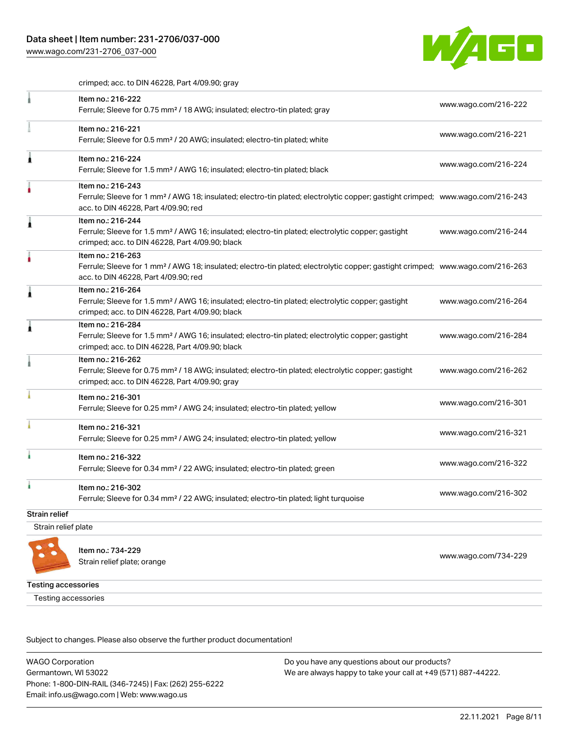crimped; acc. to DIN 46228, Part 4/09.90; gray

| | | |
|---|---|---|
| | Item no.: 216-222<br>Ferrule; Sleeve for 0.75 mm² / 18 AWG; insulated; electro-tin plated; gray | www.wago.com/216-222 |
| | Item no.: 216-221<br>Ferrule; Sleeve for 0.5 mm² / 20 AWG; insulated; electro-tin plated; white | www.wago.com/216-221 |
| | Item no.: 216-224<br>Ferrule; Sleeve for 1.5 mm² / AWG 16; insulated; electro-tin plated; black | www.wago.com/216-224 |
| | Item no.: 216-243<br>Ferrule; Sleeve for 1 mm² / AWG 18; insulated; electro-tin plated; electrolytic copper; gastight crimped; acc. to DIN 46228, Part 4/09.90; red | www.wago.com/216-243 |
| | Item no.: 216-244<br>Ferrule; Sleeve for 1.5 mm² / AWG 16; insulated; electro-tin plated; electrolytic copper; gastight crimped; acc. to DIN 46228, Part 4/09.90; black | www.wago.com/216-244 |
| | Item no.: 216-263<br>Ferrule; Sleeve for 1 mm² / AWG 18; insulated; electro-tin plated; electrolytic copper; gastight crimped; acc. to DIN 46228, Part 4/09.90; red | www.wago.com/216-263 |
| | Item no.: 216-264<br>Ferrule; Sleeve for 1.5 mm² / AWG 16; insulated; electro-tin plated; electrolytic copper; gastight crimped; acc. to DIN 46228, Part 4/09.90; black | www.wago.com/216-264 |
| | Item no.: 216-284<br>Ferrule; Sleeve for 1.5 mm² / AWG 16; insulated; electro-tin plated; electrolytic copper; gastight crimped; acc. to DIN 46228, Part 4/09.90; black | www.wago.com/216-284 |
| | Item no.: 216-262<br>Ferrule; Sleeve for 0.75 mm² / 18 AWG; insulated; electro-tin plated; electrolytic copper; gastight crimped; acc. to DIN 46228, Part 4/09.90; gray | www.wago.com/216-262 |
| | Item no.: 216-301<br>Ferrule; Sleeve for 0.25 mm² / AWG 24; insulated; electro-tin plated; yellow | www.wago.com/216-301 |
| | Item no.: 216-321<br>Ferrule; Sleeve for 0.25 mm² / AWG 24; insulated; electro-tin plated; yellow | www.wago.com/216-321 |
| | Item no.: 216-322<br>Ferrule; Sleeve for 0.34 mm² / 22 AWG; insulated; electro-tin plated; green | www.wago.com/216-322 |
| | Item no.: 216-302<br>Ferrule; Sleeve for 0.34 mm² / 22 AWG; insulated; electro-tin plated; light turquoise | www.wago.com/216-302 |

**Strain relief**

Strain relief plate

| | | |
|---|---|---|
| | Item no.: 734-229<br>Strain relief plate; orange | www.wago.com/734-229 |

**Testing accessories**

Testing accessories

Subject to changes. Please also observe the further product documentation!

WAGO Corporation
Germantown, WI 53022
Phone: 1-800-DIN-RAIL (346-7245) | Fax: (262) 255-6222
Email: info.us@wago.com | Web: www.wago.us

Do you have any questions about our products?
We are always happy to take your call at +49 (571) 887-44222.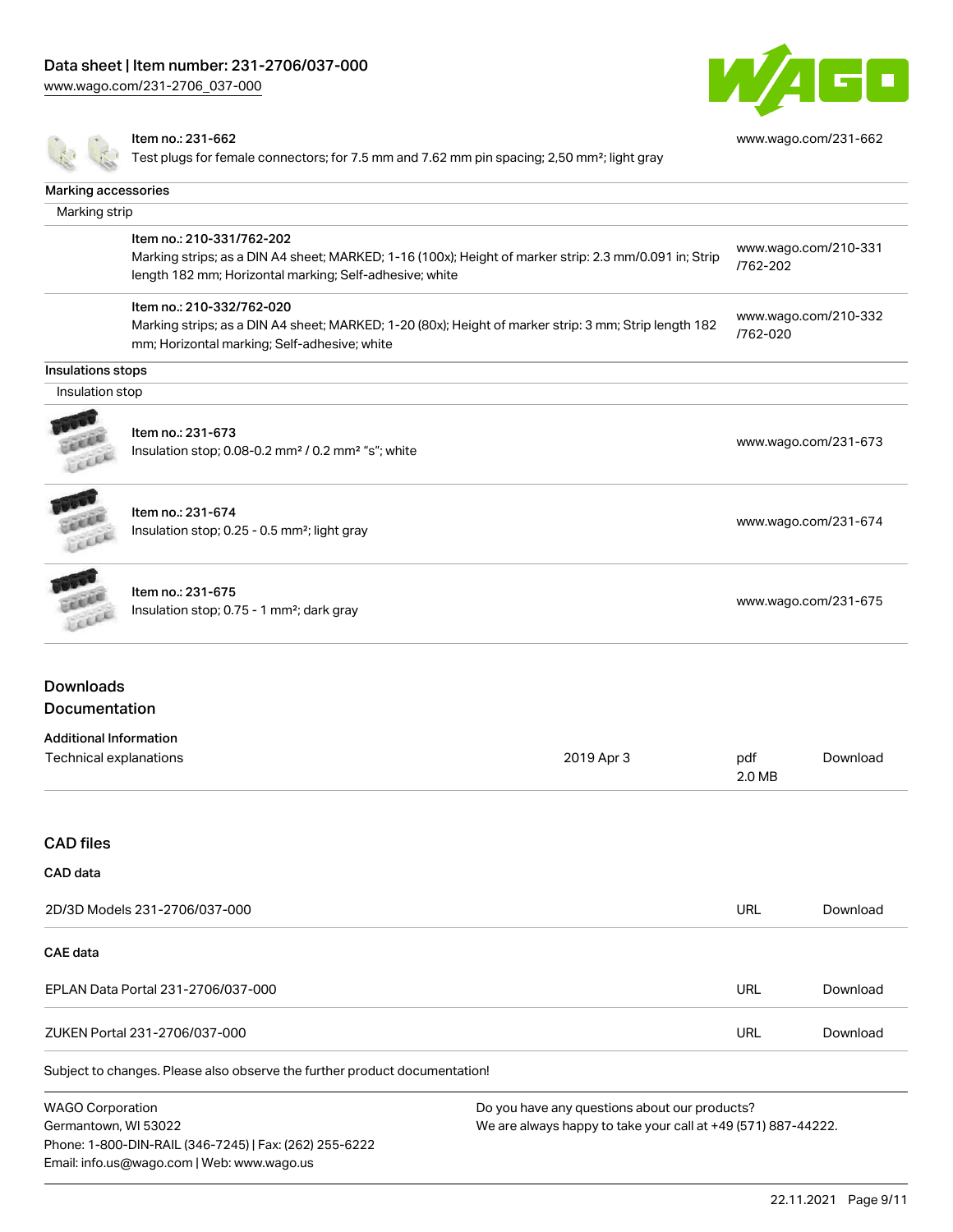| Item no.: 231-662<br>Test plugs for female connectors; for 7.5 mm and 7.62 mm pin spacing; 2,50 mm²; light gray | www.wago.com/231-662 |
|---|---|

**Marking accessories**

Marking strip

| Item | Link |
|---|---|
| Item no.: 210-331/762-202<br>Marking strips; as a DIN A4 sheet; MARKED; 1-16 (100x); Height of marker strip: 2.3 mm/0.091 in; Strip length 182 mm; Horizontal marking; Self-adhesive; white | www.wago.com/210-331/762-202 |
| Item no.: 210-332/762-020<br>Marking strips; as a DIN A4 sheet; MARKED; 1-20 (80x); Height of marker strip: 3 mm; Strip length 182 mm; Horizontal marking; Self-adhesive; white | www.wago.com/210-332/762-020 |

**Insulations stops**

Insulation stop

| Item | Link |
|---|---|
| Item no.: 231-673<br>Insulation stop; 0.08-0.2 mm² / 0.2 mm² "s"; white | www.wago.com/231-673 |
| Item no.: 231-674<br>Insulation stop; 0.25 - 0.5 mm²; light gray | www.wago.com/231-674 |
| Item no.: 231-675<br>Insulation stop; 0.75 - 1 mm²; dark gray | www.wago.com/231-675 |

## Downloads

## Documentation

**Additional Information**

| Technical explanations | 2019 Apr 3 | pdf 2.0 MB | Download |
|---|---|---|---|

## CAD files

**CAD data**

| 2D/3D Models 231-2706/037-000 | URL | Download |
|---|---|---|

**CAE data**

| EPLAN Data Portal 231-2706/037-000 | URL | Download |
|---|---|---|
| ZUKEN Portal 231-2706/037-000 | URL | Download |

Subject to changes. Please also observe the further product documentation!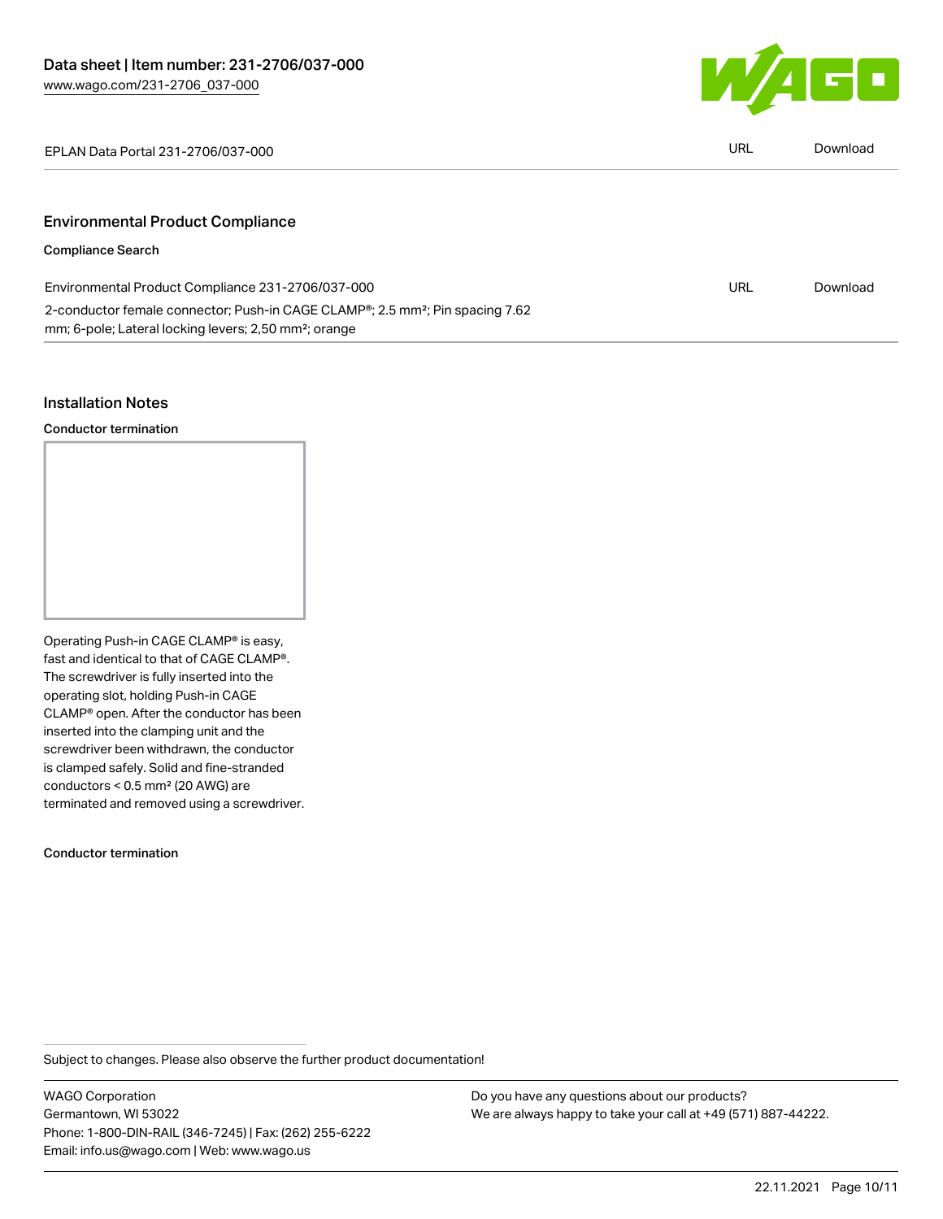| EPLAN Data Portal 231-2706/037-000 | URL | Download |
| --- | --- | --- |

## Environmental Product Compliance

### Compliance Search

| Environmental Product Compliance 231-2706/037-000 | URL | Download |
| --- | --- | --- |
| 2-conductor female connector; Push-in CAGE CLAMP®; 2.5 mm²; Pin spacing 7.62 mm; 6-pole; Lateral locking levers; 2,50 mm²; orange | | |

## Installation Notes

### Conductor termination

Operating Push-in CAGE CLAMP® is easy, fast and identical to that of CAGE CLAMP®. The screwdriver is fully inserted into the operating slot, holding Push-in CAGE CLAMP® open. After the conductor has been inserted into the clamping unit and the screwdriver been withdrawn, the conductor is clamped safely. Solid and fine-stranded conductors < 0.5 mm² (20 AWG) are terminated and removed using a screwdriver.

### Conductor termination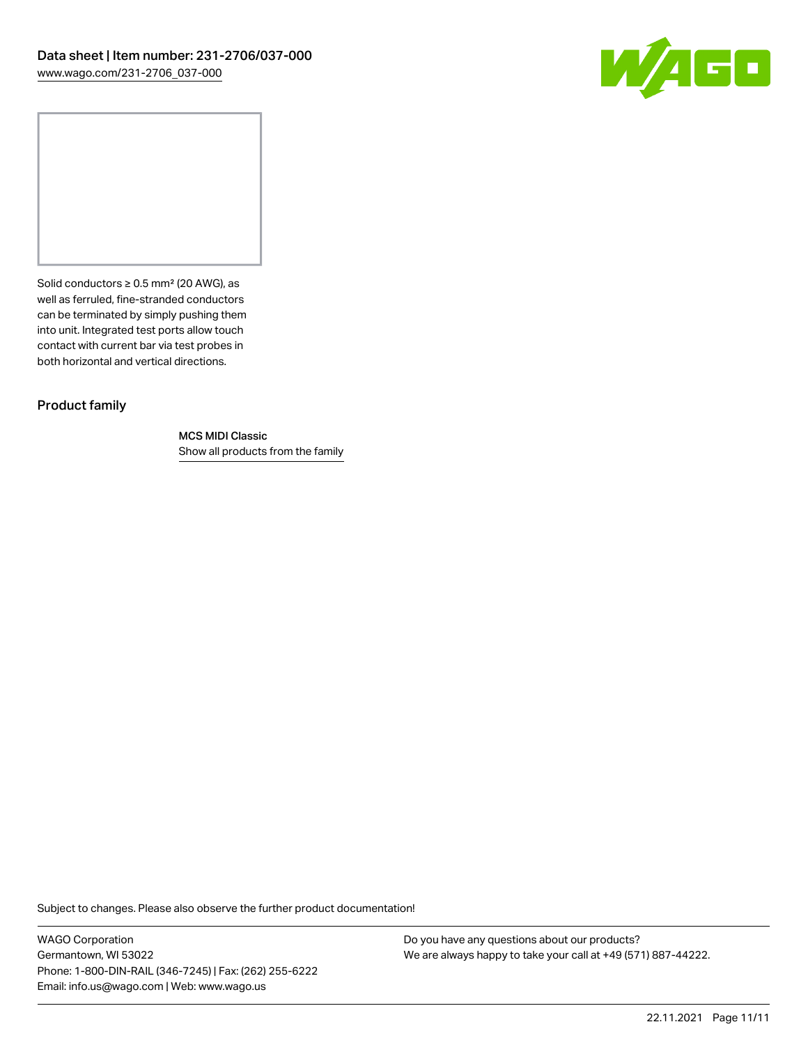Solid conductors ≥ 0.5 mm² (20 AWG), as well as ferruled, fine-stranded conductors can be terminated by simply pushing them into unit. Integrated test ports allow touch contact with current bar via test probes in both horizontal and vertical directions.

## Product family

MCS MIDI Classic
Show all products from the family

Subject to changes. Please also observe the further product documentation!

WAGO Corporation
Germantown, WI 53022
Phone: 1-800-DIN-RAIL (346-7245) | Fax: (262) 255-6222
Email: info.us@wago.com | Web: www.wago.us

Do you have any questions about our products?
We are always happy to take your call at +49 (571) 887-44222.

22.11.2021